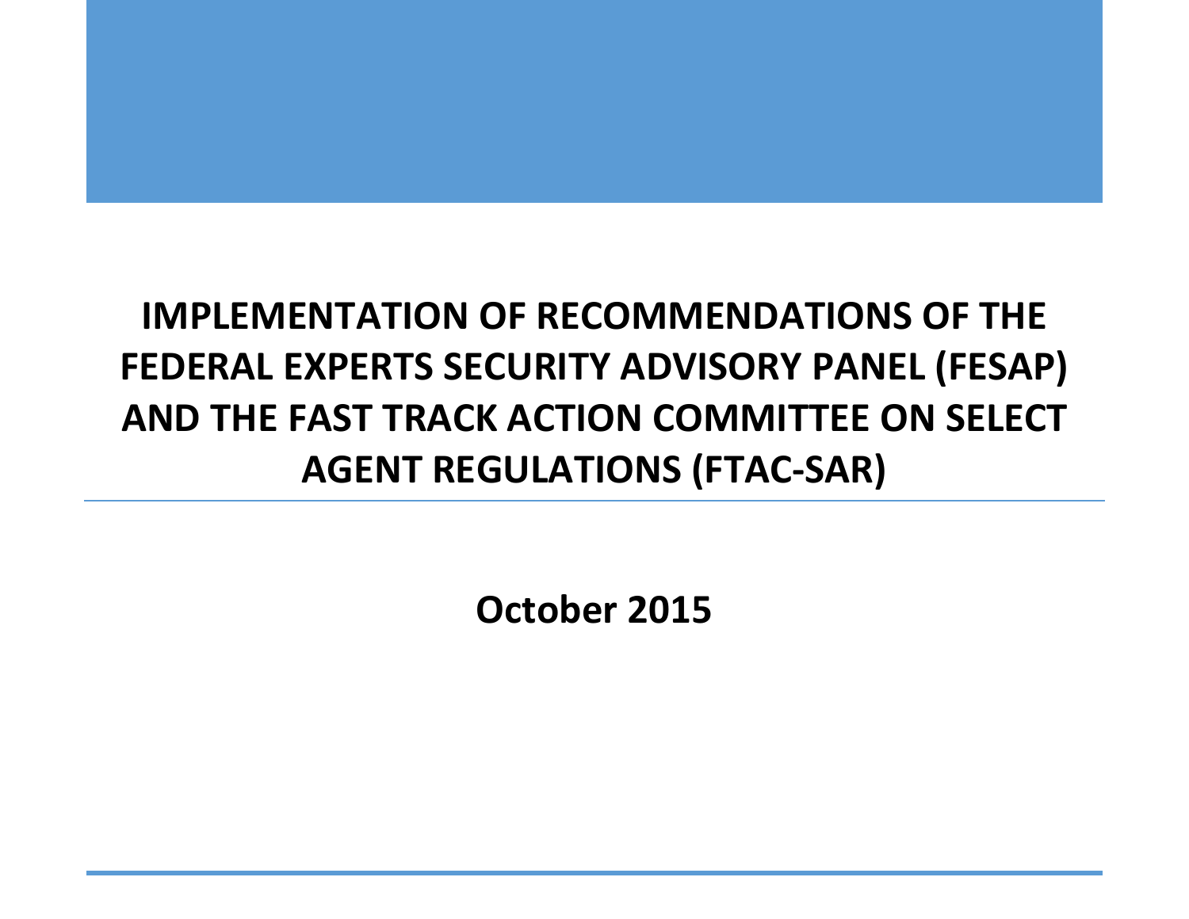# IMPLEMENTATION OF RECOMMENDATIONS OF THE FEDERAL EXPERTS SECURITY ADVISORY PANEL (FESAP) AND THE FAST TRACK ACTION COMMITTEE ON SELECT AGENT REGULATIONS (FTAC-SAR)

**October 2015**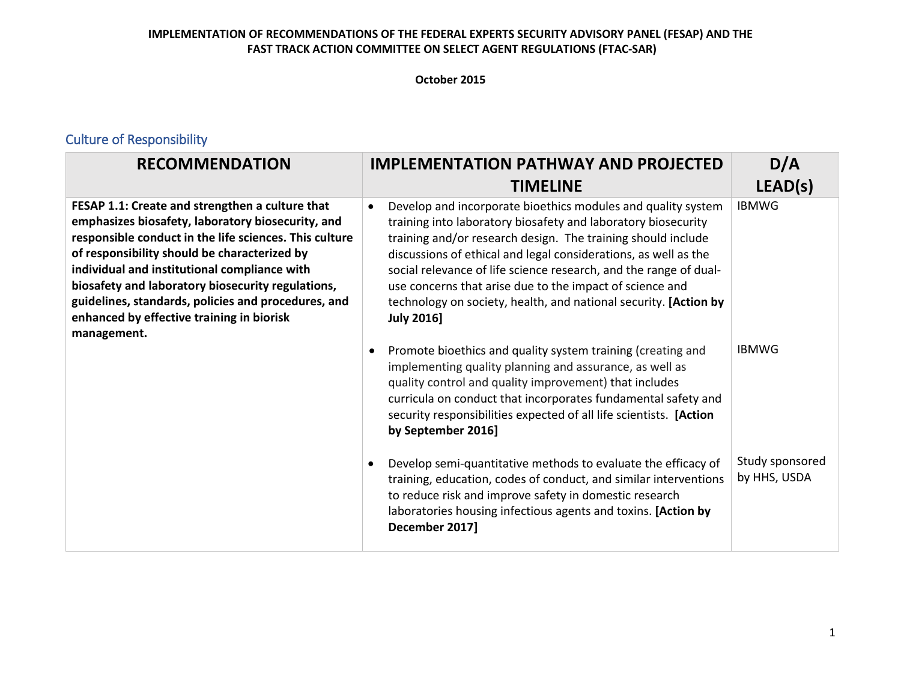**IMPLEMENTATION OF RECOMMENDATIONS OF THE FEDERAL EXPERTS SECURITY ADVISORY PANEL (FESAP) AND THE FAST TRACK ACTION COMMITTEE ON SELECT AGENT REGULATIONS (FTAC-SAR)**

**October 2015**

## Culture of Responsibility

| RECOMMENDATION | IMPLEMENTATION PATHWAY AND PROJECTED TIMELINE | D/A LEAD(s) |
|---|---|---|
| **FESAP 1.1: Create and strengthen a culture that emphasizes biosafety, laboratory biosecurity, and responsible conduct in the life sciences. This culture of responsibility should be characterized by individual and institutional compliance with biosafety and laboratory biosecurity regulations, guidelines, standards, policies and procedures, and enhanced by effective training in biorisk management.** | • Develop and incorporate bioethics modules and quality system training into laboratory biosafety and laboratory biosecurity training and/or research design. The training should include discussions of ethical and legal considerations, as well as the social relevance of life science research, and the range of dual-use concerns that arise due to the impact of science and technology on society, health, and national security. **[Action by July 2016]** | IBMWG |
| | • Promote bioethics and quality system training (creating and implementing quality planning and assurance, as well as quality control and quality improvement) that includes curricula on conduct that incorporates fundamental safety and security responsibilities expected of all life scientists. **[Action by September 2016]** | IBMWG |
| | • Develop semi-quantitative methods to evaluate the efficacy of training, education, codes of conduct, and similar interventions to reduce risk and improve safety in domestic research laboratories housing infectious agents and toxins. **[Action by December 2017]** | Study sponsored by HHS, USDA |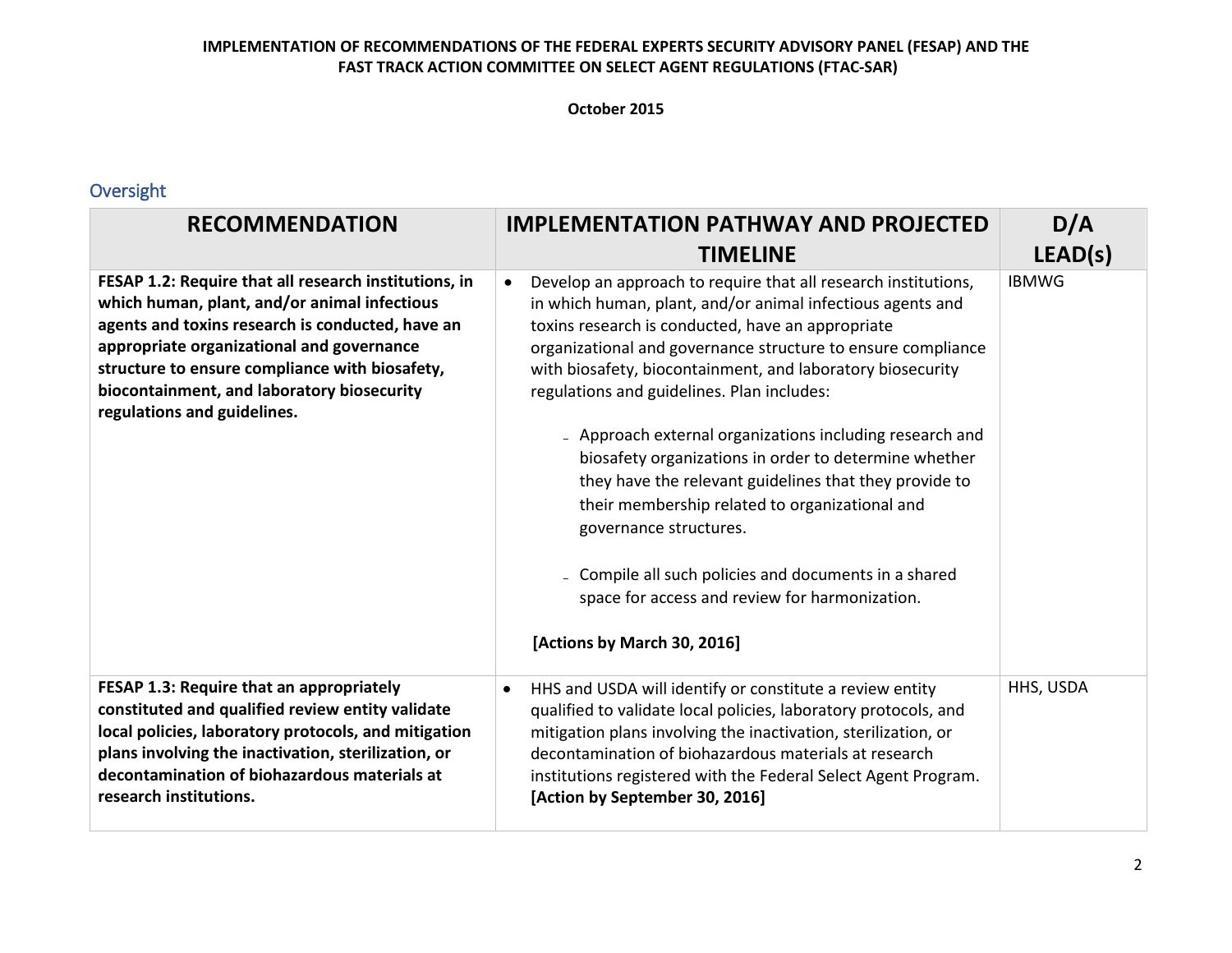**IMPLEMENTATION OF RECOMMENDATIONS OF THE FEDERAL EXPERTS SECURITY ADVISORY PANEL (FESAP) AND THE FAST TRACK ACTION COMMITTEE ON SELECT AGENT REGULATIONS (FTAC-SAR)**

**October 2015**

## Oversight

| RECOMMENDATION | IMPLEMENTATION PATHWAY AND PROJECTED TIMELINE | D/A LEAD(s) |
|---|---|---|
| **FESAP 1.2: Require that all research institutions, in which human, plant, and/or animal infectious agents and toxins research is conducted, have an appropriate organizational and governance structure to ensure compliance with biosafety, biocontainment, and laboratory biosecurity regulations and guidelines.** | • Develop an approach to require that all research institutions, in which human, plant, and/or animal infectious agents and toxins research is conducted, have an appropriate organizational and governance structure to ensure compliance with biosafety, biocontainment, and laboratory biosecurity regulations and guidelines. Plan includes:<br>- Approach external organizations including research and biosafety organizations in order to determine whether they have the relevant guidelines that they provide to their membership related to organizational and governance structures.<br>- Compile all such policies and documents in a shared space for access and review for harmonization.<br>**[Actions by March 30, 2016]** | IBMWG |
| **FESAP 1.3: Require that an appropriately constituted and qualified review entity validate local policies, laboratory protocols, and mitigation plans involving the inactivation, sterilization, or decontamination of biohazardous materials at research institutions.** | • HHS and USDA will identify or constitute a review entity qualified to validate local policies, laboratory protocols, and mitigation plans involving the inactivation, sterilization, or decontamination of biohazardous materials at research institutions registered with the Federal Select Agent Program. **[Action by September 30, 2016]** | HHS, USDA |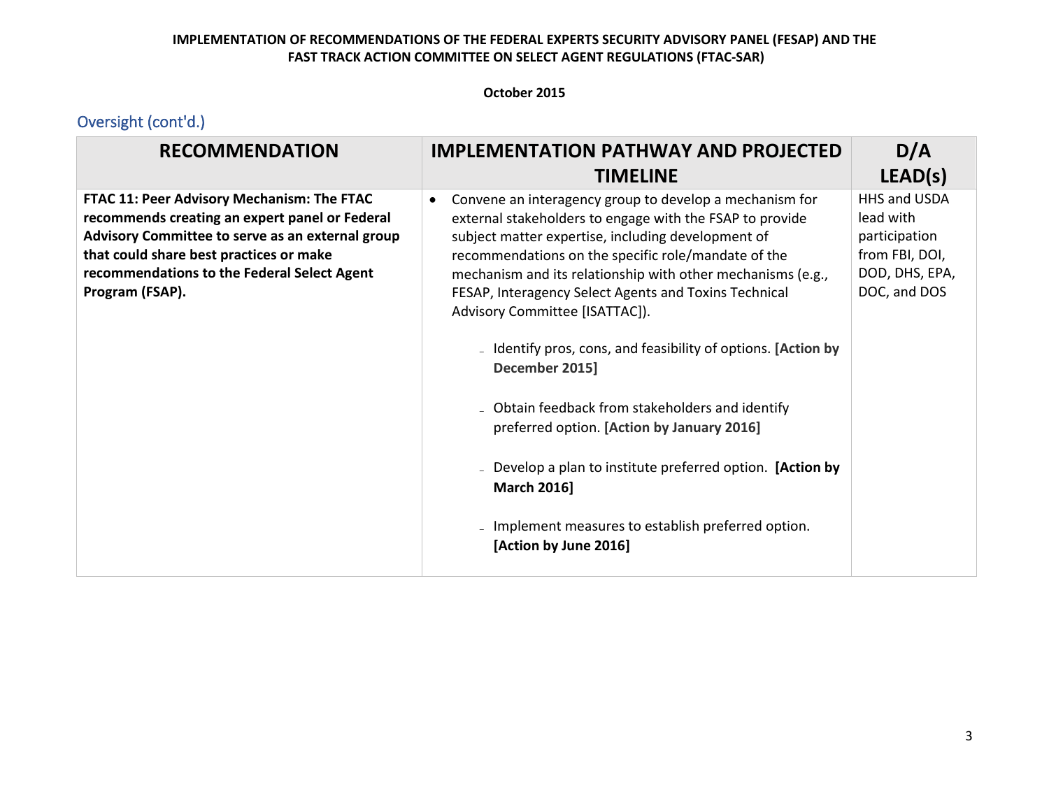**IMPLEMENTATION OF RECOMMENDATIONS OF THE FEDERAL EXPERTS SECURITY ADVISORY PANEL (FESAP) AND THE FAST TRACK ACTION COMMITTEE ON SELECT AGENT REGULATIONS (FTAC-SAR)**

**October 2015**

## Oversight (cont'd.)

| RECOMMENDATION | IMPLEMENTATION PATHWAY AND PROJECTED TIMELINE | D/A LEAD(s) |
|---|---|---|
| **FTAC 11: Peer Advisory Mechanism: The FTAC recommends creating an expert panel or Federal Advisory Committee to serve as an external group that could share best practices or make recommendations to the Federal Select Agent Program (FSAP).** | • Convene an interagency group to develop a mechanism for external stakeholders to engage with the FSAP to provide subject matter expertise, including development of recommendations on the specific role/mandate of the mechanism and its relationship with other mechanisms (e.g., FESAP, Interagency Select Agents and Toxins Technical Advisory Committee [ISATTAC]).<br>– Identify pros, cons, and feasibility of options. **[Action by December 2015]**<br>– Obtain feedback from stakeholders and identify preferred option. **[Action by January 2016]**<br>– Develop a plan to institute preferred option. **[Action by March 2016]**<br>– Implement measures to establish preferred option. **[Action by June 2016]** | HHS and USDA lead with participation from FBI, DOI, DOD, DHS, EPA, DOC, and DOS |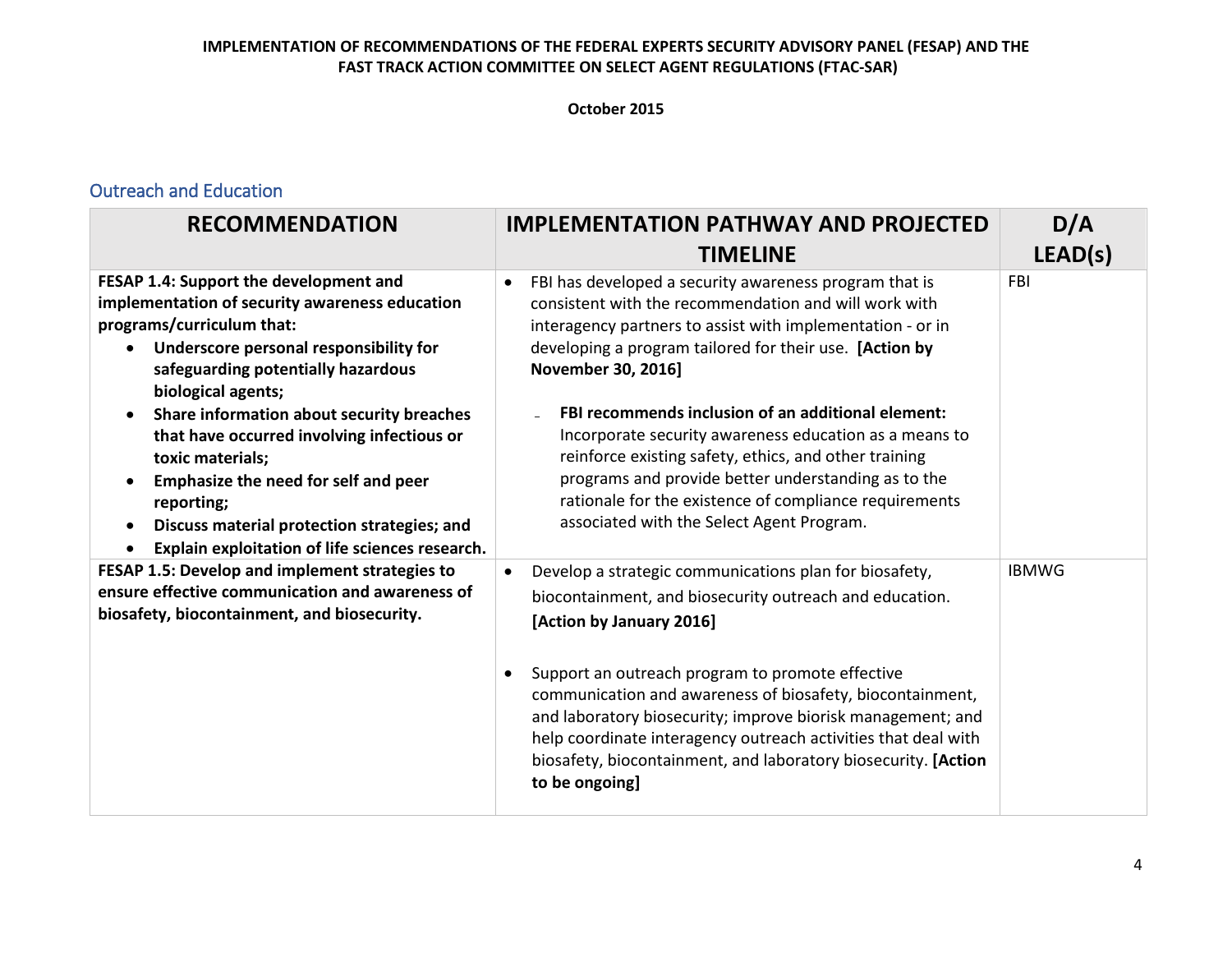**IMPLEMENTATION OF RECOMMENDATIONS OF THE FEDERAL EXPERTS SECURITY ADVISORY PANEL (FESAP) AND THE FAST TRACK ACTION COMMITTEE ON SELECT AGENT REGULATIONS (FTAC-SAR)**

**October 2015**

## Outreach and Education

| RECOMMENDATION | IMPLEMENTATION PATHWAY AND PROJECTED TIMELINE | D/A LEAD(s) |
|---|---|---|
| **FESAP 1.4: Support the development and implementation of security awareness education programs/curriculum that:**<br>• **Underscore personal responsibility for safeguarding potentially hazardous biological agents;**<br>• **Share information about security breaches that have occurred involving infectious or toxic materials;**<br>• **Emphasize the need for self and peer reporting;**<br>• **Discuss material protection strategies; and**<br>• **Explain exploitation of life sciences research.** | • FBI has developed a security awareness program that is consistent with the recommendation and will work with interagency partners to assist with implementation - or in developing a program tailored for their use. **[Action by November 30, 2016]**<br><br>– **FBI recommends inclusion of an additional element:** Incorporate security awareness education as a means to reinforce existing safety, ethics, and other training programs and provide better understanding as to the rationale for the existence of compliance requirements associated with the Select Agent Program. | FBI |
| **FESAP 1.5: Develop and implement strategies to ensure effective communication and awareness of biosafety, biocontainment, and biosecurity.** | • Develop a strategic communications plan for biosafety, biocontainment, and biosecurity outreach and education. **[Action by January 2016]**<br><br>• Support an outreach program to promote effective communication and awareness of biosafety, biocontainment, and laboratory biosecurity; improve biorisk management; and help coordinate interagency outreach activities that deal with biosafety, biocontainment, and laboratory biosecurity. **[Action to be ongoing]** | IBMWG |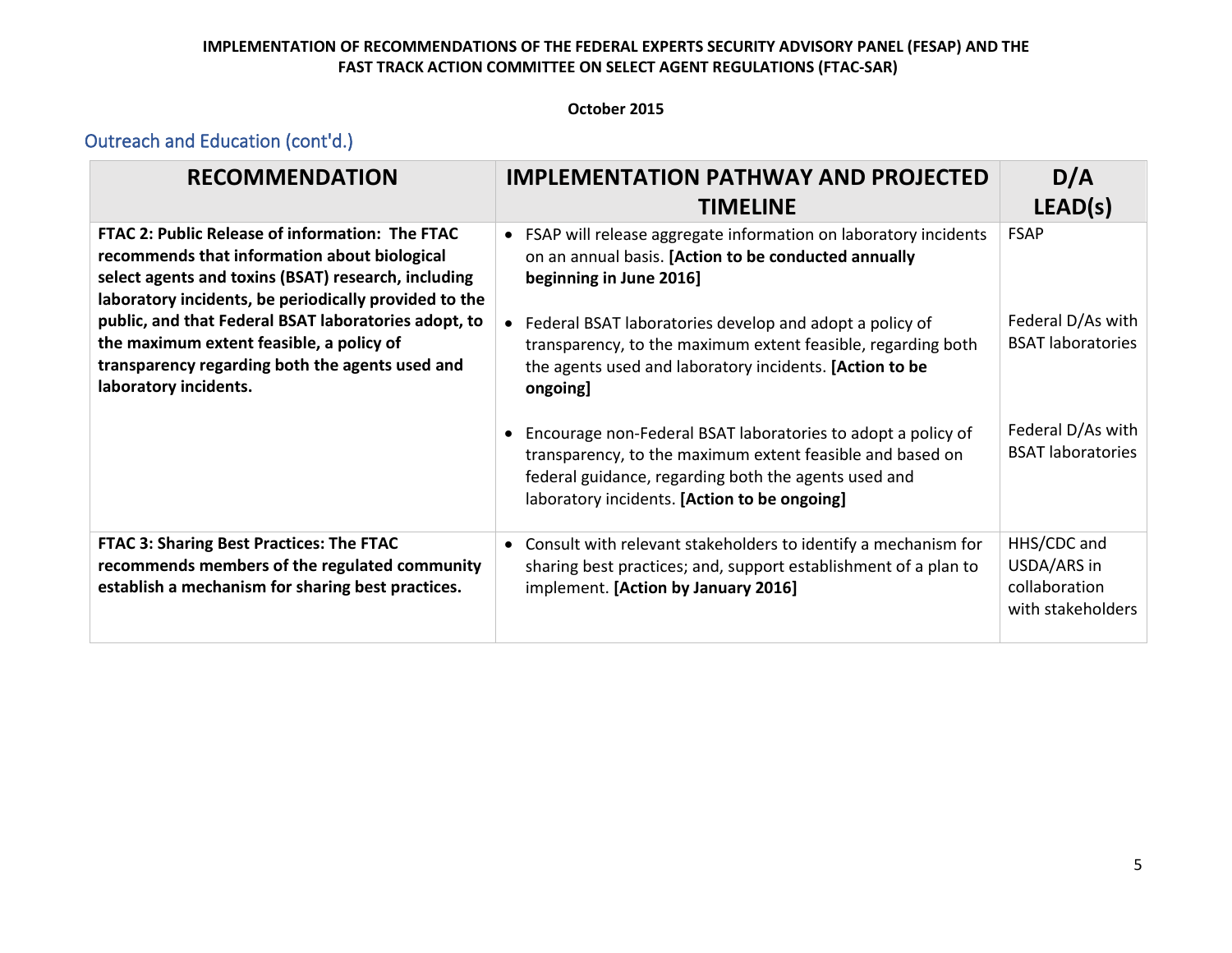**IMPLEMENTATION OF RECOMMENDATIONS OF THE FEDERAL EXPERTS SECURITY ADVISORY PANEL (FESAP) AND THE FAST TRACK ACTION COMMITTEE ON SELECT AGENT REGULATIONS (FTAC-SAR)**

**October 2015**

## Outreach and Education (cont'd.)

| RECOMMENDATION | IMPLEMENTATION PATHWAY AND PROJECTED TIMELINE | D/A LEAD(s) |
|---|---|---|
| **FTAC 2: Public Release of information: The FTAC recommends that information about biological select agents and toxins (BSAT) research, including laboratory incidents, be periodically provided to the public, and that Federal BSAT laboratories adopt, to the maximum extent feasible, a policy of transparency regarding both the agents used and laboratory incidents.** | • FSAP will release aggregate information on laboratory incidents on an annual basis. **[Action to be conducted annually beginning in June 2016]** | FSAP |
| | • Federal BSAT laboratories develop and adopt a policy of transparency, to the maximum extent feasible, regarding both the agents used and laboratory incidents. **[Action to be ongoing]** | Federal D/As with BSAT laboratories |
| | • Encourage non-Federal BSAT laboratories to adopt a policy of transparency, to the maximum extent feasible and based on federal guidance, regarding both the agents used and laboratory incidents. **[Action to be ongoing]** | Federal D/As with BSAT laboratories |
| **FTAC 3: Sharing Best Practices: The FTAC recommends members of the regulated community establish a mechanism for sharing best practices.** | • Consult with relevant stakeholders to identify a mechanism for sharing best practices; and, support establishment of a plan to implement. **[Action by January 2016]** | HHS/CDC and USDA/ARS in collaboration with stakeholders |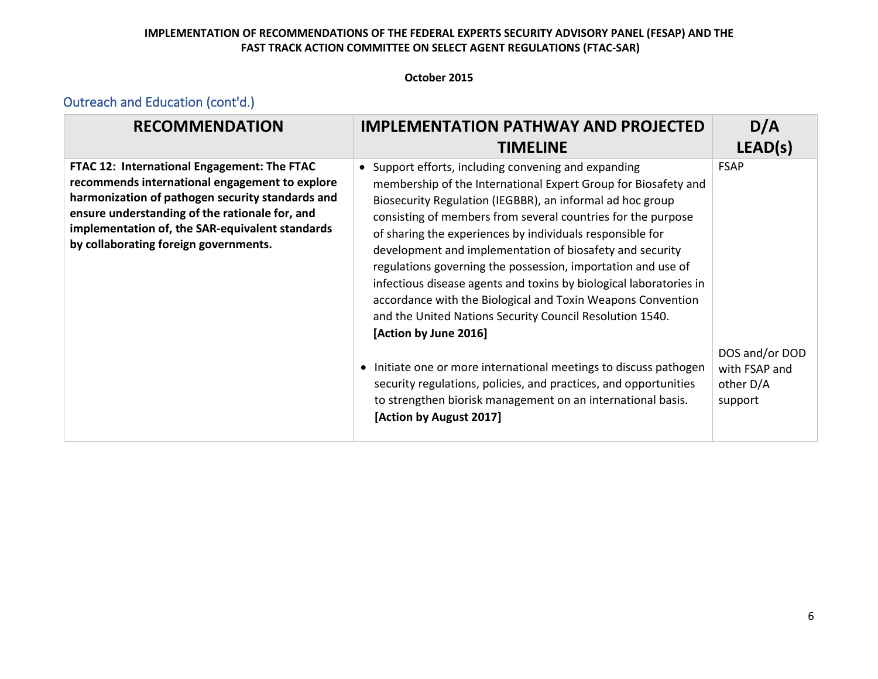## Outreach and Education (cont'd.)

| RECOMMENDATION | IMPLEMENTATION PATHWAY AND PROJECTED TIMELINE | D/A LEAD(s) |
|---|---|---|
| **FTAC 12: International Engagement: The FTAC recommends international engagement to explore harmonization of pathogen security standards and ensure understanding of the rationale for, and implementation of, the SAR-equivalent standards by collaborating foreign governments.** | • Support efforts, including convening and expanding membership of the International Expert Group for Biosafety and Biosecurity Regulation (IEGBBR), an informal ad hoc group consisting of members from several countries for the purpose of sharing the experiences by individuals responsible for development and implementation of biosafety and security regulations governing the possession, importation and use of infectious disease agents and toxins by biological laboratories in accordance with the Biological and Toxin Weapons Convention and the United Nations Security Council Resolution 1540. **[Action by June 2016]** | FSAP |
| | • Initiate one or more international meetings to discuss pathogen security regulations, policies, and practices, and opportunities to strengthen biorisk management on an international basis. **[Action by August 2017]** | DOS and/or DOD with FSAP and other D/A support |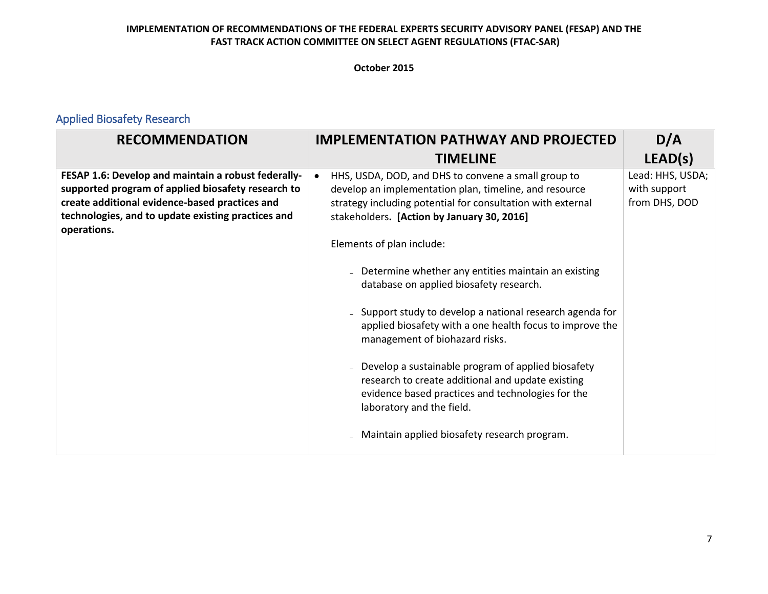**IMPLEMENTATION OF RECOMMENDATIONS OF THE FEDERAL EXPERTS SECURITY ADVISORY PANEL (FESAP) AND THE FAST TRACK ACTION COMMITTEE ON SELECT AGENT REGULATIONS (FTAC-SAR)**

**October 2015**

## Applied Biosafety Research

| RECOMMENDATION | IMPLEMENTATION PATHWAY AND PROJECTED TIMELINE | D/A LEAD(s) |
|---|---|---|
| **FESAP 1.6: Develop and maintain a robust federally-supported program of applied biosafety research to create additional evidence-based practices and technologies, and to update existing practices and operations.** | • HHS, USDA, DOD, and DHS to convene a small group to develop an implementation plan, timeline, and resource strategy including potential for consultation with external stakeholders**. [Action by January 30, 2016]**<br><br>Elements of plan include:<br><br>– Determine whether any entities maintain an existing database on applied biosafety research.<br><br>– Support study to develop a national research agenda for applied biosafety with a one health focus to improve the management of biohazard risks.<br><br>– Develop a sustainable program of applied biosafety research to create additional and update existing evidence based practices and technologies for the laboratory and the field.<br><br>– Maintain applied biosafety research program. | Lead: HHS, USDA; with support from DHS, DOD |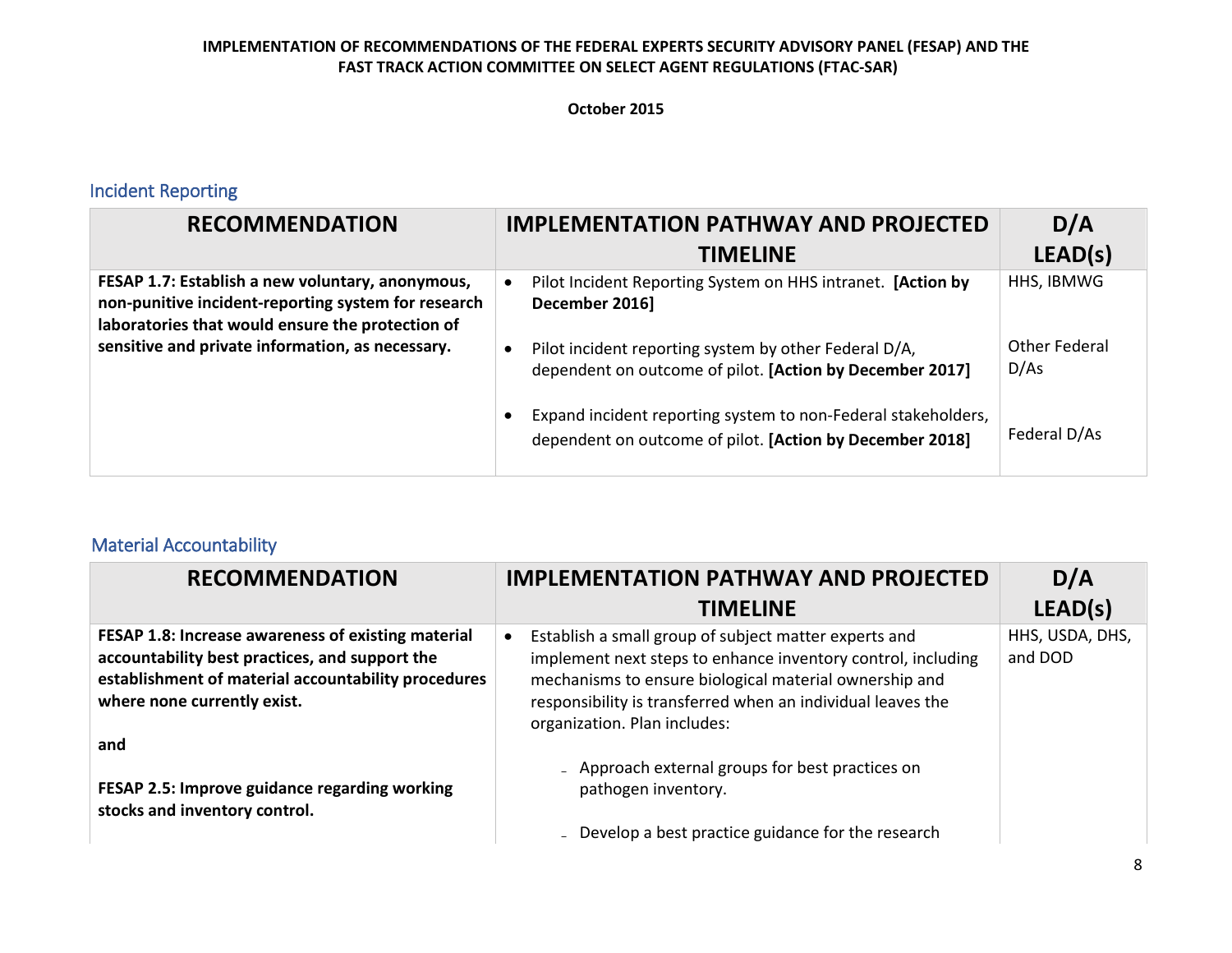**IMPLEMENTATION OF RECOMMENDATIONS OF THE FEDERAL EXPERTS SECURITY ADVISORY PANEL (FESAP) AND THE FAST TRACK ACTION COMMITTEE ON SELECT AGENT REGULATIONS (FTAC-SAR)**

**October 2015**

## Incident Reporting

| RECOMMENDATION | IMPLEMENTATION PATHWAY AND PROJECTED TIMELINE | D/A LEAD(s) |
|---|---|---|
| **FESAP 1.7: Establish a new voluntary, anonymous, non-punitive incident-reporting system for research laboratories that would ensure the protection of sensitive and private information, as necessary.** | • Pilot Incident Reporting System on HHS intranet. **[Action by December 2016]** | HHS, IBMWG |
| | • Pilot incident reporting system by other Federal D/A, dependent on outcome of pilot. **[Action by December 2017]** | Other Federal D/As |
| | • Expand incident reporting system to non-Federal stakeholders, dependent on outcome of pilot. **[Action by December 2018]** | Federal D/As |

## Material Accountability

| RECOMMENDATION | IMPLEMENTATION PATHWAY AND PROJECTED TIMELINE | D/A LEAD(s) |
|---|---|---|
| **FESAP 1.8: Increase awareness of existing material accountability best practices, and support the establishment of material accountability procedures where none currently exist.**<br><br>**and**<br><br>**FESAP 2.5: Improve guidance regarding working stocks and inventory control.** | • Establish a small group of subject matter experts and implement next steps to enhance inventory control, including mechanisms to ensure biological material ownership and responsibility is transferred when an individual leaves the organization. Plan includes:<br><br>- Approach external groups for best practices on pathogen inventory.<br><br>- Develop a best practice guidance for the research | HHS, USDA, DHS, and DOD |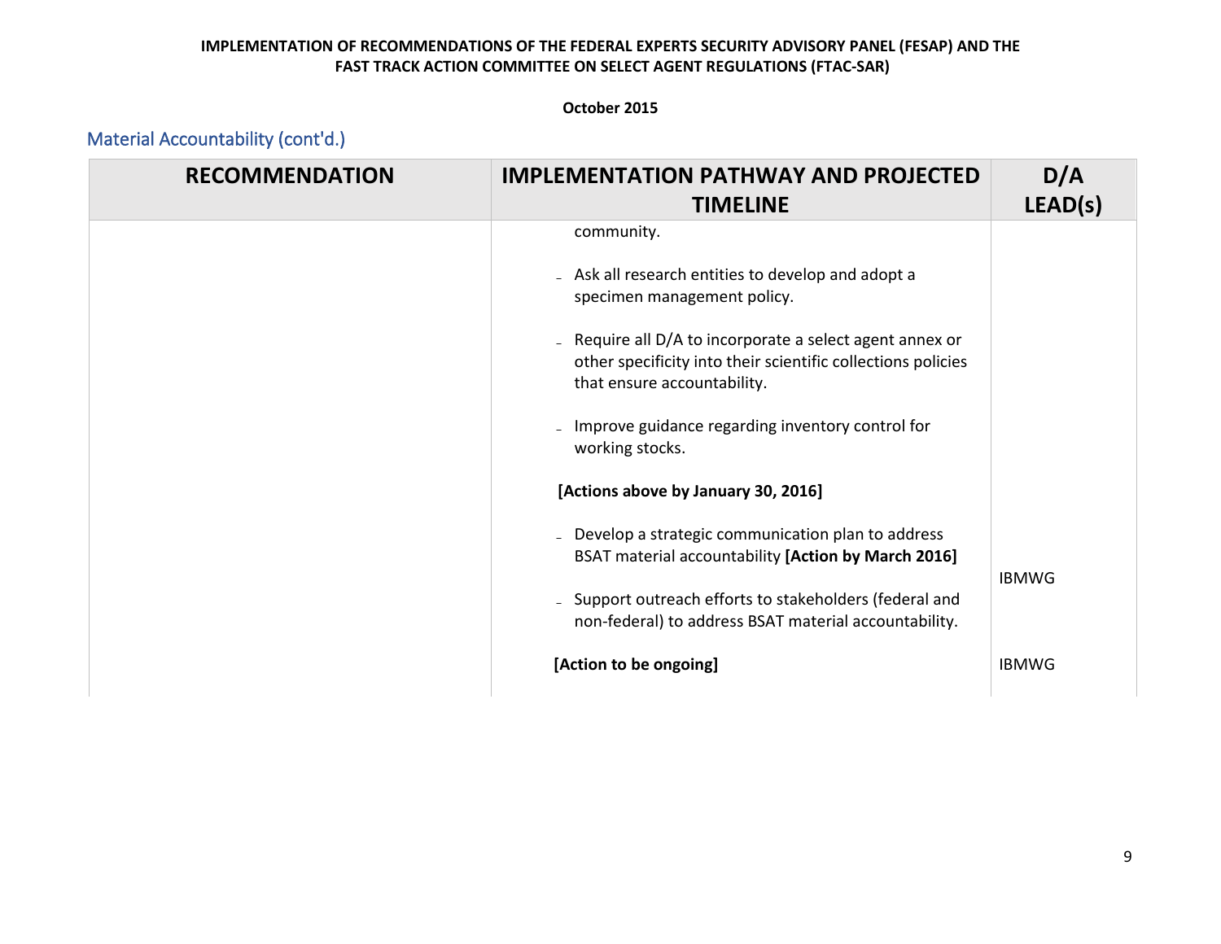IMPLEMENTATION OF RECOMMENDATIONS OF THE FEDERAL EXPERTS SECURITY ADVISORY PANEL (FESAP) AND THE FAST TRACK ACTION COMMITTEE ON SELECT AGENT REGULATIONS (FTAC-SAR)

October 2015

## Material Accountability (cont'd.)

| RECOMMENDATION | IMPLEMENTATION PATHWAY AND PROJECTED TIMELINE | D/A LEAD(s) |
|---|---|---|
| | community.<br><br>- Ask all research entities to develop and adopt a specimen management policy.<br><br>- Require all D/A to incorporate a select agent annex or other specificity into their scientific collections policies that ensure accountability.<br><br>- Improve guidance regarding inventory control for working stocks.<br><br>**[Actions above by January 30, 2016]** | |
| | - Develop a strategic communication plan to address BSAT material accountability **[Action by March 2016]** | IBMWG |
| | - Support outreach efforts to stakeholders (federal and non-federal) to address BSAT material accountability.<br><br>**[Action to be ongoing]** | IBMWG |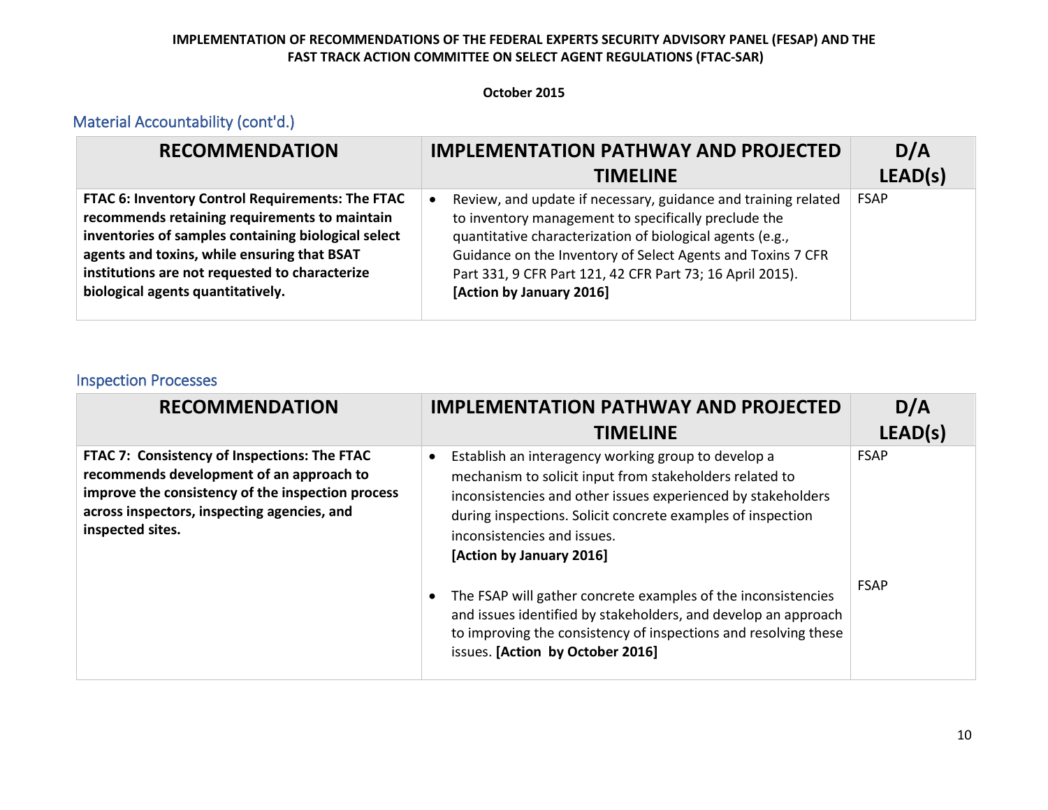# IMPLEMENTATION OF RECOMMENDATIONS OF THE FEDERAL EXPERTS SECURITY ADVISORY PANEL (FSAP) AND THE FAST TRACK ACTION COMMITTEE ON SELECT AGENT REGULATIONS (FTAC-SAR)

**October 2015**

## Material Accountability (cont'd.)

| RECOMMENDATION | IMPLEMENTATION PATHWAY AND PROJECTED TIMELINE | D/A LEAD(s) |
|---|---|---|
| **FTAC 6: Inventory Control Requirements: The FTAC recommends retaining requirements to maintain inventories of samples containing biological select agents and toxins, while ensuring that BSAT institutions are not requested to characterize biological agents quantitatively.** | • Review, and update if necessary, guidance and training related to inventory management to specifically preclude the quantitative characterization of biological agents (e.g., Guidance on the Inventory of Select Agents and Toxins 7 CFR Part 331, 9 CFR Part 121, 42 CFR Part 73; 16 April 2015). **[Action by January 2016]** | FSAP |

## Inspection Processes

| RECOMMENDATION | IMPLEMENTATION PATHWAY AND PROJECTED TIMELINE | D/A LEAD(s) |
|---|---|---|
| **FTAC 7: Consistency of Inspections: The FTAC recommends development of an approach to improve the consistency of the inspection process across inspectors, inspecting agencies, and inspected sites.** | • Establish an interagency working group to develop a mechanism to solicit input from stakeholders related to inconsistencies and other issues experienced by stakeholders during inspections. Solicit concrete examples of inspection inconsistencies and issues. **[Action by January 2016]** | FSAP |
| | • The FSAP will gather concrete examples of the inconsistencies and issues identified by stakeholders, and develop an approach to improving the consistency of inspections and resolving these issues. **[Action by October 2016]** | FSAP |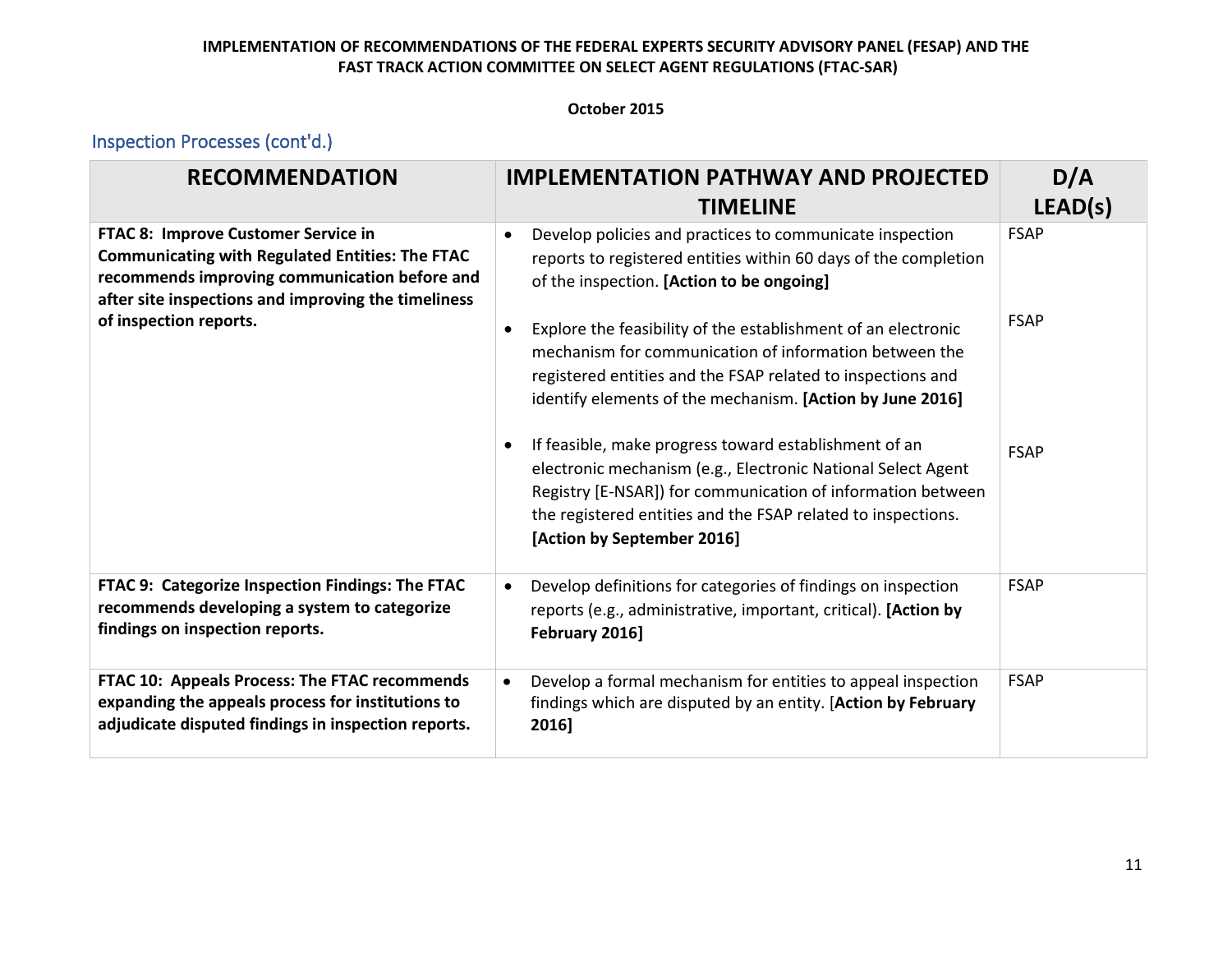## Inspection Processes (cont'd.)

| RECOMMENDATION | IMPLEMENTATION PATHWAY AND PROJECTED TIMELINE | D/A LEAD(s) |
|---|---|---|
| **FTAC 8: Improve Customer Service in Communicating with Regulated Entities: The FTAC recommends improving communication before and after site inspections and improving the timeliness of inspection reports.** | • Develop policies and practices to communicate inspection reports to registered entities within 60 days of the completion of the inspection. **[Action to be ongoing]**<br><br>• Explore the feasibility of the establishment of an electronic mechanism for communication of information between the registered entities and the FSAP related to inspections and identify elements of the mechanism. **[Action by June 2016]**<br><br>• If feasible, make progress toward establishment of an electronic mechanism (e.g., Electronic National Select Agent Registry [E-NSAR]) for communication of information between the registered entities and the FSAP related to inspections. **[Action by September 2016]** | FSAP<br><br>FSAP<br><br>FSAP |
| **FTAC 9: Categorize Inspection Findings: The FTAC recommends developing a system to categorize findings on inspection reports.** | • Develop definitions for categories of findings on inspection reports (e.g., administrative, important, critical). **[Action by February 2016]** | FSAP |
| **FTAC 10: Appeals Process: The FTAC recommends expanding the appeals process for institutions to adjudicate disputed findings in inspection reports.** | • Develop a formal mechanism for entities to appeal inspection findings which are disputed by an entity. [**Action by February 2016]** | FSAP |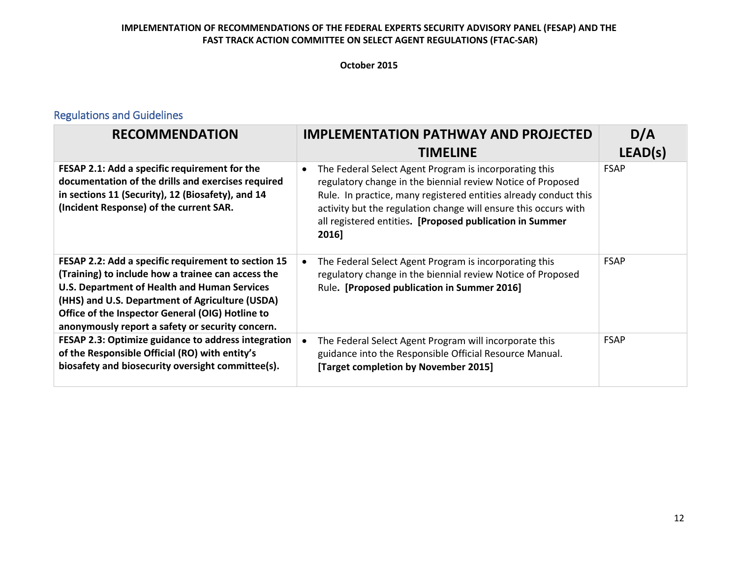**IMPLEMENTATION OF RECOMMENDATIONS OF THE FEDERAL EXPERTS SECURITY ADVISORY PANEL (FESAP) AND THE FAST TRACK ACTION COMMITTEE ON SELECT AGENT REGULATIONS (FTAC-SAR)**

**October 2015**

## Regulations and Guidelines

| RECOMMENDATION | IMPLEMENTATION PATHWAY AND PROJECTED TIMELINE | D/A LEAD(s) |
|---|---|---|
| **FESAP 2.1: Add a specific requirement for the documentation of the drills and exercises required in sections 11 (Security), 12 (Biosafety), and 14 (Incident Response) of the current SAR.** | • The Federal Select Agent Program is incorporating this regulatory change in the biennial review Notice of Proposed Rule. In practice, many registered entities already conduct this activity but the regulation change will ensure this occurs with all registered entities**. [Proposed publication in Summer 2016]** | FSAP |
| **FESAP 2.2: Add a specific requirement to section 15 (Training) to include how a trainee can access the U.S. Department of Health and Human Services (HHS) and U.S. Department of Agriculture (USDA) Office of the Inspector General (OIG) Hotline to anonymously report a safety or security concern.** | • The Federal Select Agent Program is incorporating this regulatory change in the biennial review Notice of Proposed Rule**. [Proposed publication in Summer 2016]** | FSAP |
| **FESAP 2.3: Optimize guidance to address integration of the Responsible Official (RO) with entity's biosafety and biosecurity oversight committee(s).** | • The Federal Select Agent Program will incorporate this guidance into the Responsible Official Resource Manual. **[Target completion by November 2015]** | FSAP |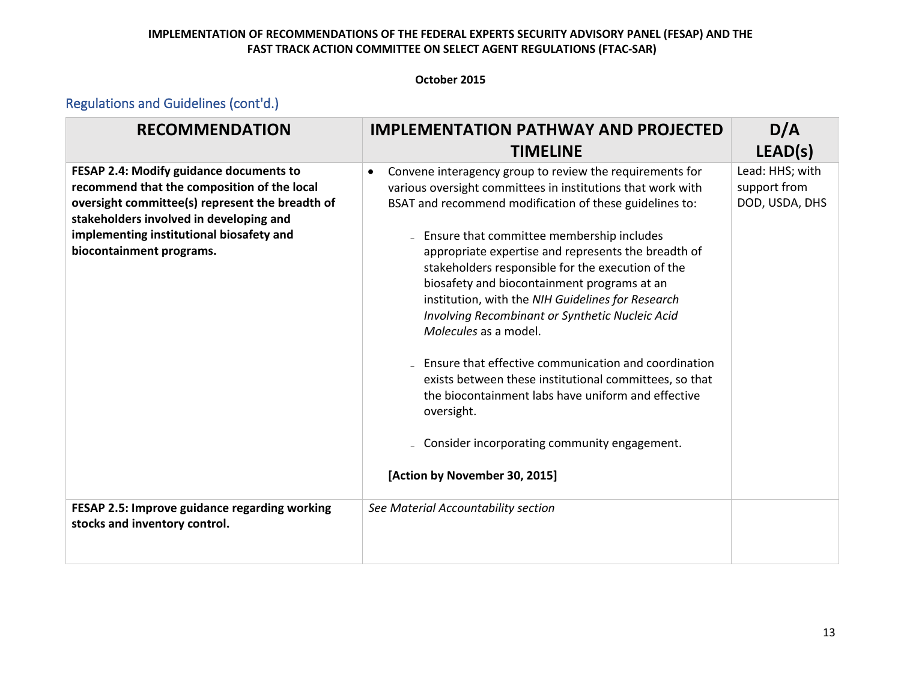**IMPLEMENTATION OF RECOMMENDATIONS OF THE FEDERAL EXPERTS SECURITY ADVISORY PANEL (FESAP) AND THE FAST TRACK ACTION COMMITTEE ON SELECT AGENT REGULATIONS (FTAC-SAR)**

**October 2015**

## Regulations and Guidelines (cont'd.)

| RECOMMENDATION | IMPLEMENTATION PATHWAY AND PROJECTED TIMELINE | D/A LEAD(s) |
|---|---|---|
| **FESAP 2.4: Modify guidance documents to recommend that the composition of the local oversight committee(s) represent the breadth of stakeholders involved in developing and implementing institutional biosafety and biocontainment programs.** | • Convene interagency group to review the requirements for various oversight committees in institutions that work with BSAT and recommend modification of these guidelines to:<br><br>- Ensure that committee membership includes appropriate expertise and represents the breadth of stakeholders responsible for the execution of the biosafety and biocontainment programs at an institution, with the *NIH Guidelines for Research Involving Recombinant or Synthetic Nucleic Acid Molecules* as a model.<br><br>- Ensure that effective communication and coordination exists between these institutional committees, so that the biocontainment labs have uniform and effective oversight.<br><br>- Consider incorporating community engagement.<br><br>**[Action by November 30, 2015]** | Lead: HHS; with support from DOD, USDA, DHS |
| **FESAP 2.5: Improve guidance regarding working stocks and inventory control.** | *See Material Accountability section* | |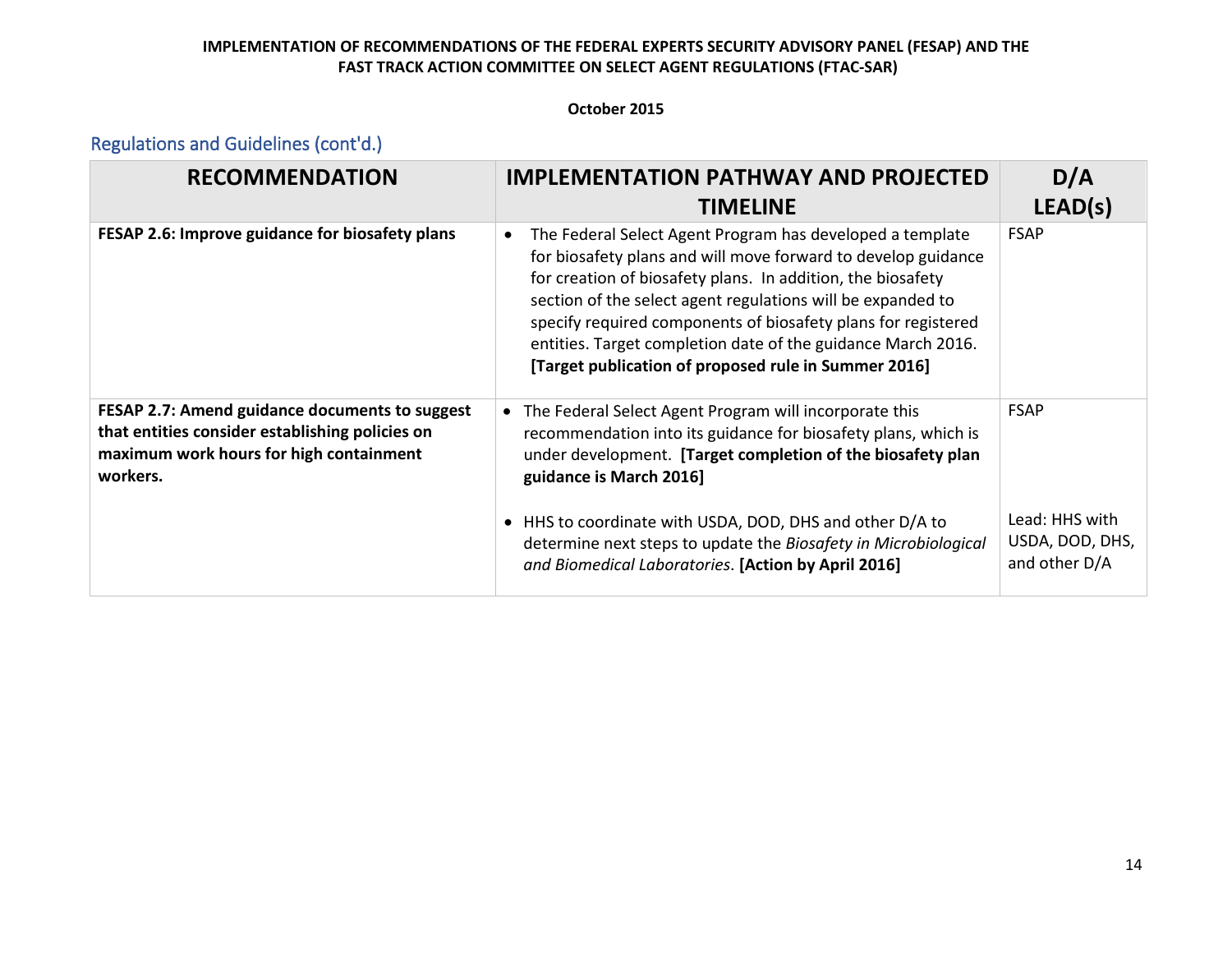## Regulations and Guidelines (cont'd.)

| RECOMMENDATION | IMPLEMENTATION PATHWAY AND PROJECTED TIMELINE | D/A LEAD(s) |
|---|---|---|
| **FESAP 2.6: Improve guidance for biosafety plans** | • The Federal Select Agent Program has developed a template for biosafety plans and will move forward to develop guidance for creation of biosafety plans. In addition, the biosafety section of the select agent regulations will be expanded to specify required components of biosafety plans for registered entities. Target completion date of the guidance March 2016. **[Target publication of proposed rule in Summer 2016]** | FSAP |
| **FESAP 2.7: Amend guidance documents to suggest that entities consider establishing policies on maximum work hours for high containment workers.** | • The Federal Select Agent Program will incorporate this recommendation into its guidance for biosafety plans, which is under development. **[Target completion of the biosafety plan guidance is March 2016]** | FSAP |
| | • HHS to coordinate with USDA, DOD, DHS and other D/A to determine next steps to update the *Biosafety in Microbiological and Biomedical Laboratories*. **[Action by April 2016]** | Lead: HHS with USDA, DOD, DHS, and other D/A |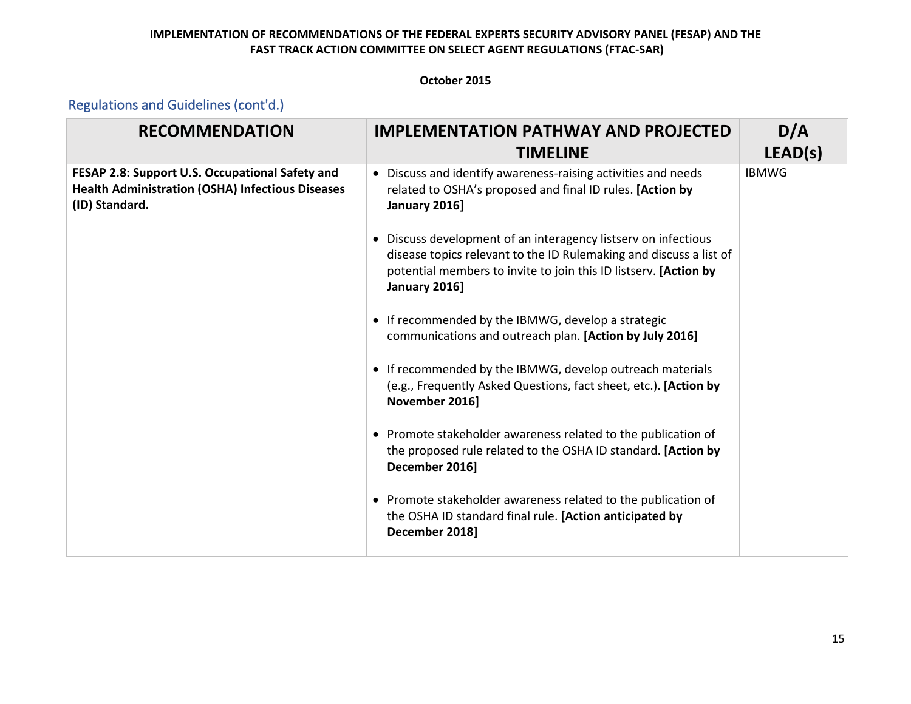## Regulations and Guidelines (cont'd.)

| RECOMMENDATION | IMPLEMENTATION PATHWAY AND PROJECTED TIMELINE | D/A LEAD(s) |
|---|---|---|
| **FESAP 2.8: Support U.S. Occupational Safety and Health Administration (OSHA) Infectious Diseases (ID) Standard.** | • Discuss and identify awareness-raising activities and needs related to OSHA's proposed and final ID rules. **[Action by January 2016]**<br><br>• Discuss development of an interagency listserv on infectious disease topics relevant to the ID Rulemaking and discuss a list of potential members to invite to join this ID listserv. **[Action by January 2016]**<br><br>• If recommended by the IBMWG, develop a strategic communications and outreach plan. **[Action by July 2016]**<br><br>• If recommended by the IBMWG, develop outreach materials (e.g., Frequently Asked Questions, fact sheet, etc.). **[Action by November 2016]**<br><br>• Promote stakeholder awareness related to the publication of the proposed rule related to the OSHA ID standard. **[Action by December 2016]**<br><br>• Promote stakeholder awareness related to the publication of the OSHA ID standard final rule. **[Action anticipated by December 2018]** | IBMWG |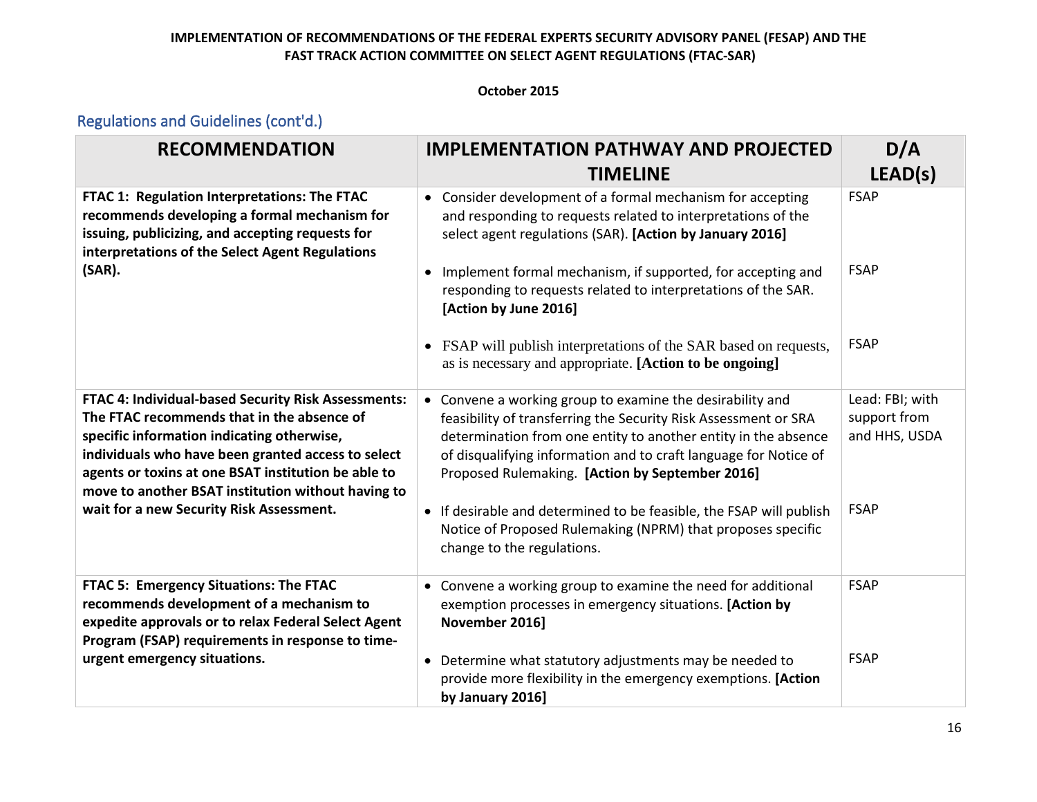**IMPLEMENTATION OF RECOMMENDATIONS OF THE FEDERAL EXPERTS SECURITY ADVISORY PANEL (FESAP) AND THE FAST TRACK ACTION COMMITTEE ON SELECT AGENT REGULATIONS (FTAC-SAR)**

**October 2015**

## Regulations and Guidelines (cont'd.)

| RECOMMENDATION | IMPLEMENTATION PATHWAY AND PROJECTED TIMELINE | D/A LEAD(s) |
|---|---|---|
| **FTAC 1: Regulation Interpretations: The FTAC recommends developing a formal mechanism for issuing, publicizing, and accepting requests for interpretations of the Select Agent Regulations (SAR).** | • Consider development of a formal mechanism for accepting and responding to requests related to interpretations of the select agent regulations (SAR). **[Action by January 2016]** | FSAP |
| | • Implement formal mechanism, if supported, for accepting and responding to requests related to interpretations of the SAR. **[Action by June 2016]** | FSAP |
| | • FSAP will publish interpretations of the SAR based on requests, as is necessary and appropriate. **[Action to be ongoing]** | FSAP |
| **FTAC 4: Individual-based Security Risk Assessments: The FTAC recommends that in the absence of specific information indicating otherwise, individuals who have been granted access to select agents or toxins at one BSAT institution be able to move to another BSAT institution without having to wait for a new Security Risk Assessment.** | • Convene a working group to examine the desirability and feasibility of transferring the Security Risk Assessment or SRA determination from one entity to another entity in the absence of disqualifying information and to craft language for Notice of Proposed Rulemaking. **[Action by September 2016]** | Lead: FBI; with support from and HHS, USDA |
| | • If desirable and determined to be feasible, the FSAP will publish Notice of Proposed Rulemaking (NPRM) that proposes specific change to the regulations. | FSAP |
| **FTAC 5: Emergency Situations: The FTAC recommends development of a mechanism to expedite approvals or to relax Federal Select Agent Program (FSAP) requirements in response to time-urgent emergency situations.** | • Convene a working group to examine the need for additional exemption processes in emergency situations. **[Action by November 2016]** | FSAP |
| | • Determine what statutory adjustments may be needed to provide more flexibility in the emergency exemptions. **[Action by January 2016]** | FSAP |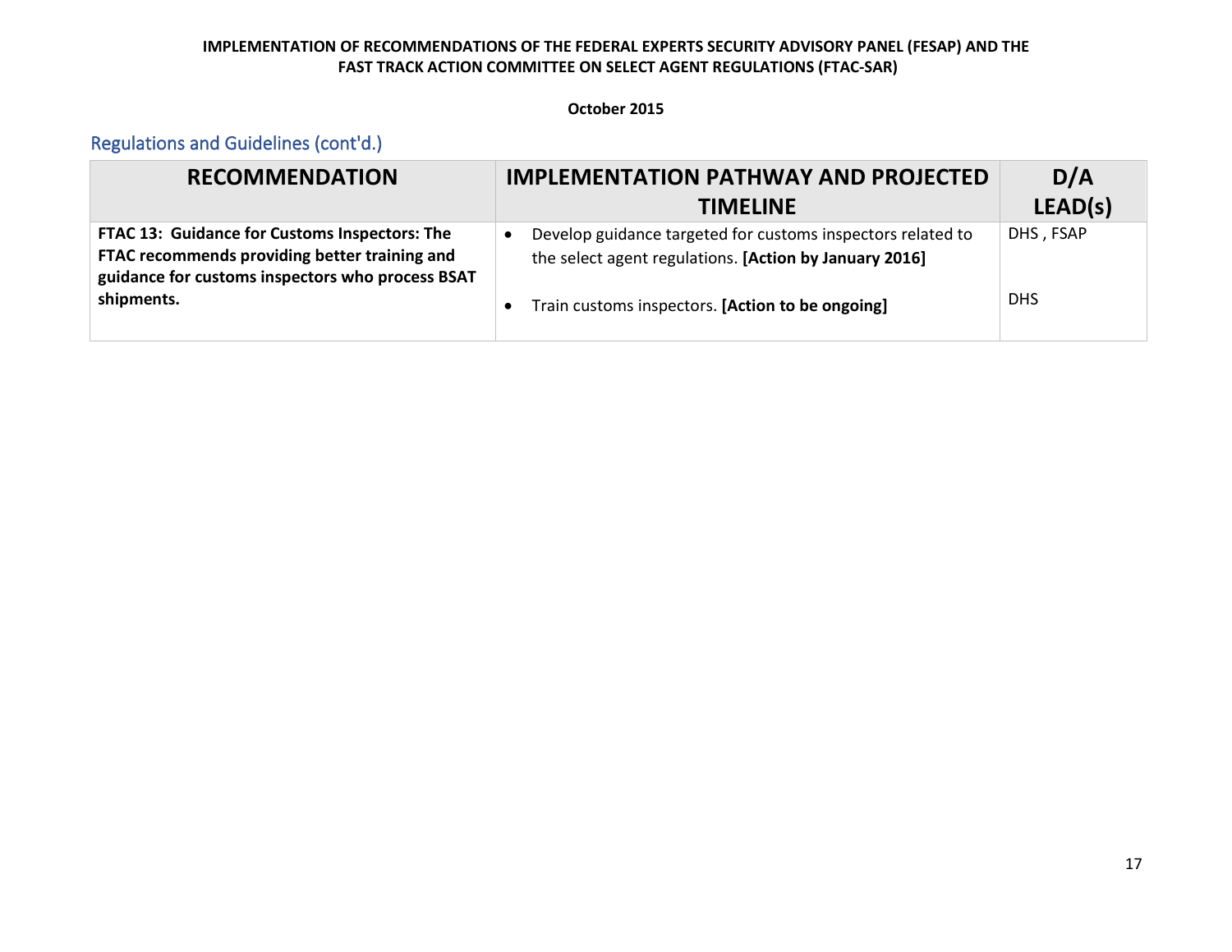**IMPLEMENTATION OF RECOMMENDATIONS OF THE FEDERAL EXPERTS SECURITY ADVISORY PANEL (FESAP) AND THE FAST TRACK ACTION COMMITTEE ON SELECT AGENT REGULATIONS (FTAC-SAR)**

**October 2015**

## Regulations and Guidelines (cont'd.)

| RECOMMENDATION | IMPLEMENTATION PATHWAY AND PROJECTED TIMELINE | D/A LEAD(s) |
|---|---|---|
| **FTAC 13: Guidance for Customs Inspectors: The FTAC recommends providing better training and guidance for customs inspectors who process BSAT shipments.** | • Develop guidance targeted for customs inspectors related to the select agent regulations. **[Action by January 2016]** | DHS , FSAP |
| | • Train customs inspectors. **[Action to be ongoing]** | DHS |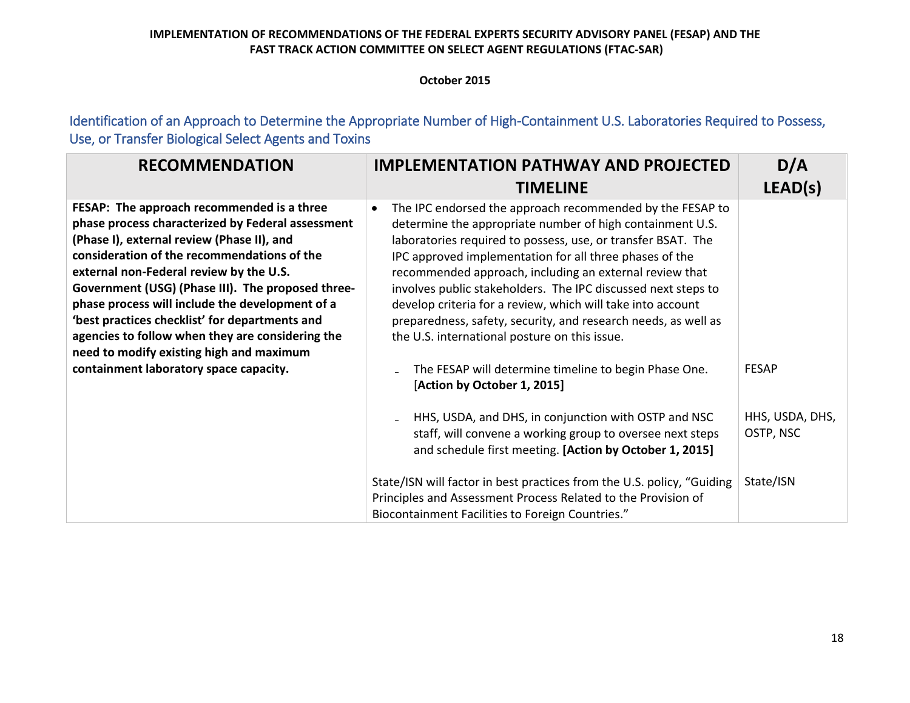## Identification of an Approach to Determine the Appropriate Number of High-Containment U.S. Laboratories Required to Possess, Use, or Transfer Biological Select Agents and Toxins

| RECOMMENDATION | IMPLEMENTATION PATHWAY AND PROJECTED TIMELINE | D/A LEAD(s) |
|---|---|---|
| **FESAP: The approach recommended is a three phase process characterized by Federal assessment (Phase I), external review (Phase II), and consideration of the recommendations of the external non-Federal review by the U.S. Government (USG) (Phase III). The proposed three-phase process will include the development of a 'best practices checklist' for departments and agencies to follow when they are considering the need to modify existing high and maximum containment laboratory space capacity.** | • The IPC endorsed the approach recommended by the FESAP to determine the appropriate number of high containment U.S. laboratories required to possess, use, or transfer BSAT. The IPC approved implementation for all three phases of the recommended approach, including an external review that involves public stakeholders. The IPC discussed next steps to develop criteria for a review, which will take into account preparedness, safety, security, and research needs, as well as the U.S. international posture on this issue. | |
| | – The FESAP will determine timeline to begin Phase One. **[Action by October 1, 2015]** | FESAP |
| | – HHS, USDA, and DHS, in conjunction with OSTP and NSC staff, will convene a working group to oversee next steps and schedule first meeting. **[Action by October 1, 2015]** | HHS, USDA, DHS, OSTP, NSC |
| | State/ISN will factor in best practices from the U.S. policy, "Guiding Principles and Assessment Process Related to the Provision of Biocontainment Facilities to Foreign Countries." | State/ISN |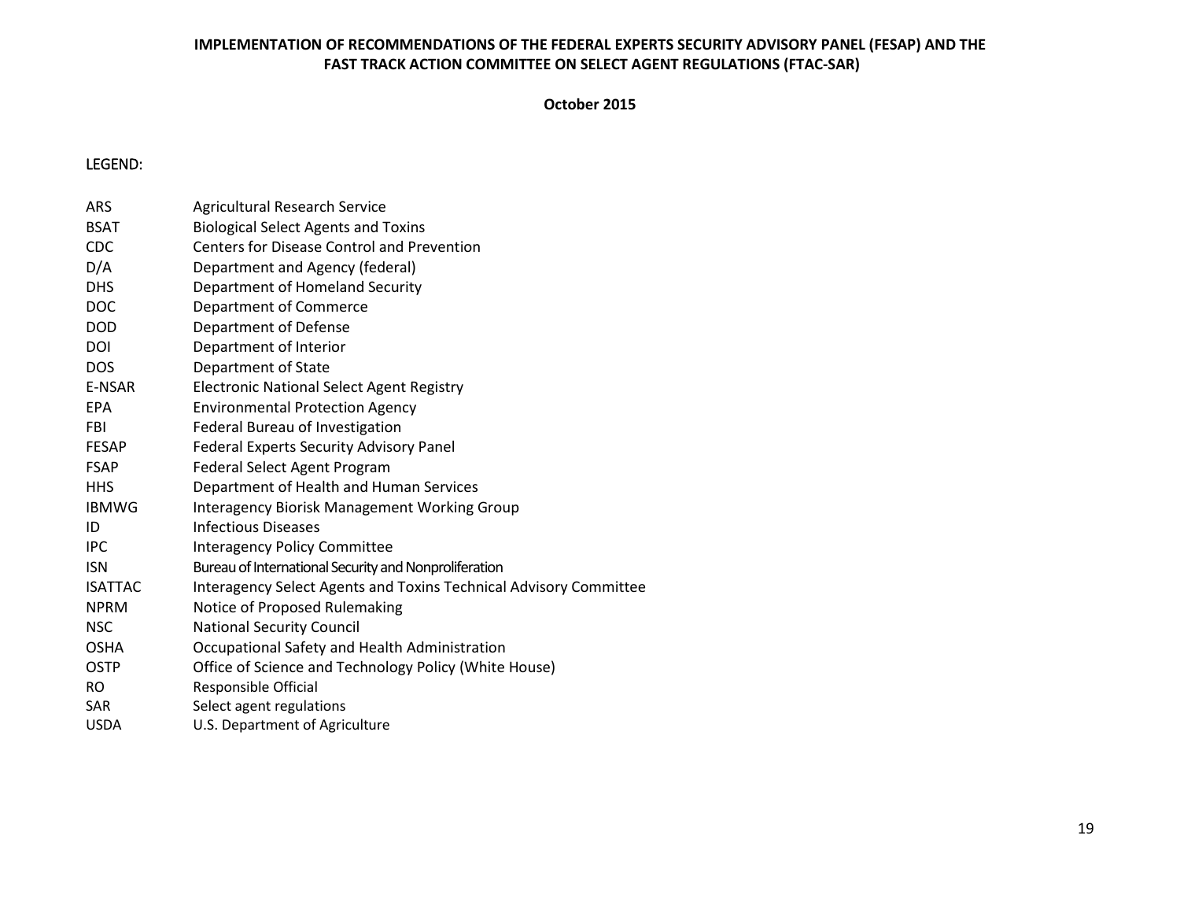**IMPLEMENTATION OF RECOMMENDATIONS OF THE FEDERAL EXPERTS SECURITY ADVISORY PANEL (FESAP) AND THE FAST TRACK ACTION COMMITTEE ON SELECT AGENT REGULATIONS (FTAC-SAR)**

**October 2015**

LEGEND:

| | |
|---|---|
| ARS | Agricultural Research Service |
| BSAT | Biological Select Agents and Toxins |
| CDC | Centers for Disease Control and Prevention |
| D/A | Department and Agency (federal) |
| DHS | Department of Homeland Security |
| DOC | Department of Commerce |
| DOD | Department of Defense |
| DOI | Department of Interior |
| DOS | Department of State |
| E-NSAR | Electronic National Select Agent Registry |
| EPA | Environmental Protection Agency |
| FBI | Federal Bureau of Investigation |
| FESAP | Federal Experts Security Advisory Panel |
| FSAP | Federal Select Agent Program |
| HHS | Department of Health and Human Services |
| IBMWG | Interagency Biorisk Management Working Group |
| ID | Infectious Diseases |
| IPC | Interagency Policy Committee |
| ISN | Bureau of International Security and Nonproliferation |
| ISATTAC | Interagency Select Agents and Toxins Technical Advisory Committee |
| NPRM | Notice of Proposed Rulemaking |
| NSC | National Security Council |
| OSHA | Occupational Safety and Health Administration |
| OSTP | Office of Science and Technology Policy (White House) |
| RO | Responsible Official |
| SAR | Select agent regulations |
| USDA | U.S. Department of Agriculture |